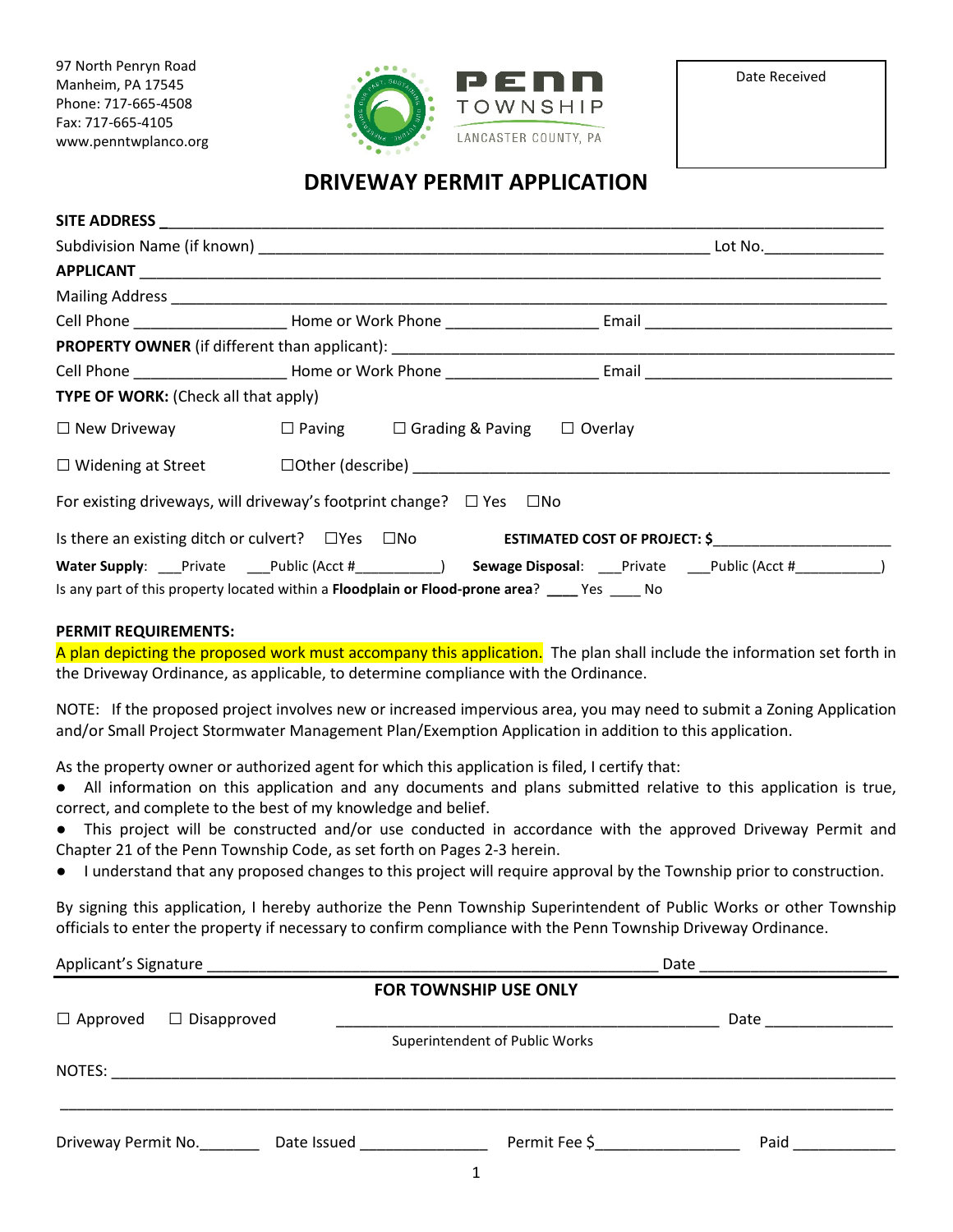97 North Penryn Road
Manheim, PA 17545
Phone: 717-665-4508
Fax: 717-665-4105
www.penntwplanco.org

PENN TOWNSHIP
LANCASTER COUNTY, PA

Date Received

# DRIVEWAY PERMIT APPLICATION

**SITE ADDRESS** ___________________________________________________________________________

Subdivision Name (if known) ________________________________________________ Lot No.____________

**APPLICANT** _____________________________________________________________________________

Mailing Address ____________________________________________________________________________

Cell Phone ________________ Home or Work Phone ________________ Email ___________________________

**PROPERTY OWNER** (if different than applicant): ___________________________________________________

Cell Phone ________________ Home or Work Phone ________________ Email ___________________________

**TYPE OF WORK:** (Check all that apply)

☐ New Driveway ☐ Paving ☐ Grading & Paving ☐ Overlay

☐ Widening at Street ☐Other (describe) ___________________________________________________

For existing driveways, will driveway's footprint change? ☐ Yes ☐No

Is there an existing ditch or culvert? ☐Yes ☐No **ESTIMATED COST OF PROJECT: $**____________________

**Water Supply**: ___Private ___Public (Acct #__________) **Sewage Disposal**: ___Private ___Public (Acct #__________)

Is any part of this property located within a **Floodplain or Flood-prone area**? ____ Yes ____ No

**PERMIT REQUIREMENTS:**

A plan depicting the proposed work must accompany this application. The plan shall include the information set forth in the Driveway Ordinance, as applicable, to determine compliance with the Ordinance.

NOTE: If the proposed project involves new or increased impervious area, you may need to submit a Zoning Application and/or Small Project Stormwater Management Plan/Exemption Application in addition to this application.

As the property owner or authorized agent for which this application is filed, I certify that:

- All information on this application and any documents and plans submitted relative to this application is true, correct, and complete to the best of my knowledge and belief.
- This project will be constructed and/or use conducted in accordance with the approved Driveway Permit and Chapter 21 of the Penn Township Code, as set forth on Pages 2-3 herein.
- I understand that any proposed changes to this project will require approval by the Township prior to construction.

By signing this application, I hereby authorize the Penn Township Superintendent of Public Works or other Township officials to enter the property if necessary to confirm compliance with the Penn Township Driveway Ordinance.

Applicant's Signature ______________________________________________ Date ____________________

**FOR TOWNSHIP USE ONLY**

☐ Approved ☐ Disapproved ________________________________________ Date ______________

Superintendent of Public Works

NOTES: ___________________________________________________________________________________

__________________________________________________________________________________________

Driveway Permit No._______ Date Issued ______________ Permit Fee $_______________ Paid ___________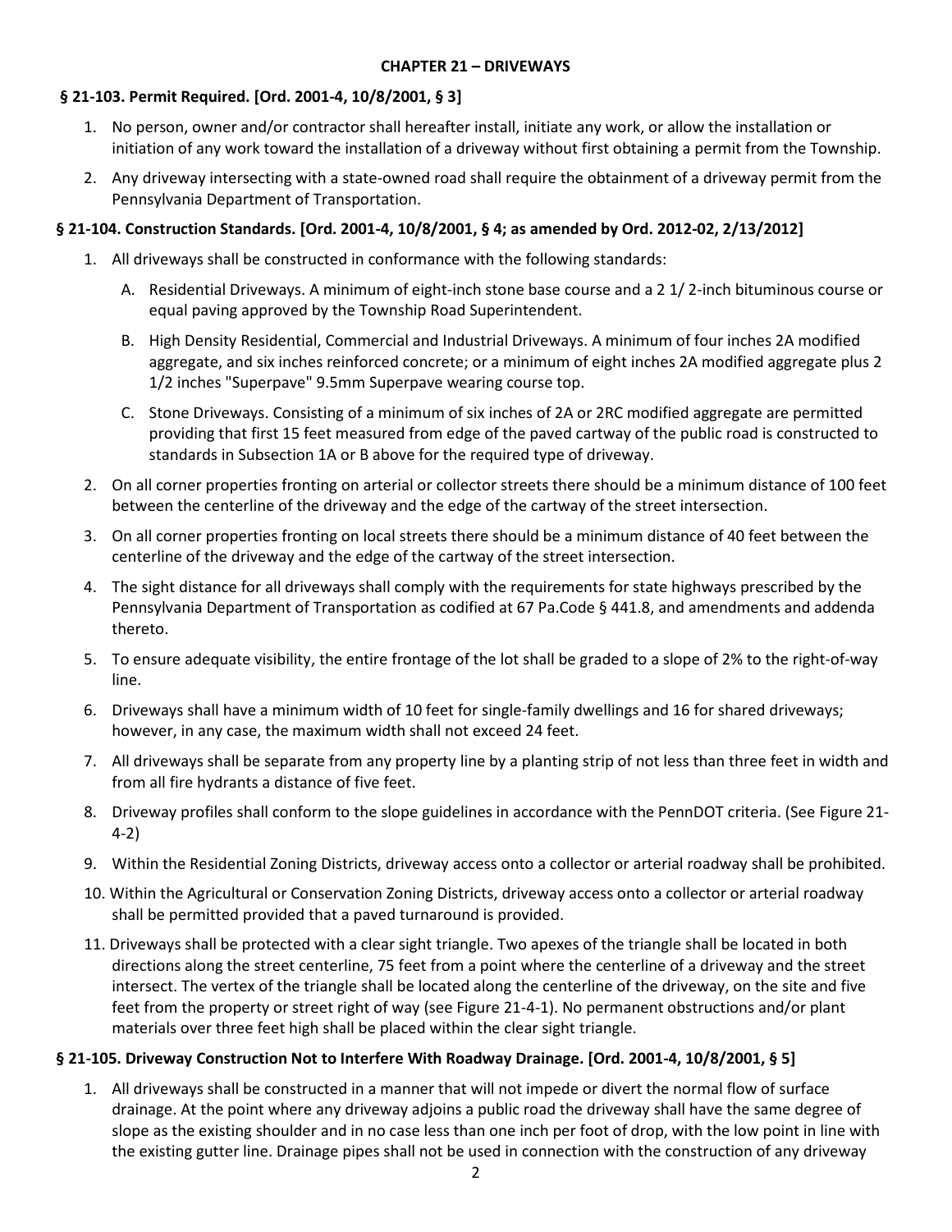**CHAPTER 21 – DRIVEWAYS**

### § 21-103. Permit Required. [Ord. 2001-4, 10/8/2001, § 3]

1. No person, owner and/or contractor shall hereafter install, initiate any work, or allow the installation or initiation of any work toward the installation of a driveway without first obtaining a permit from the Township.
2. Any driveway intersecting with a state-owned road shall require the obtainment of a driveway permit from the Pennsylvania Department of Transportation.

### § 21-104. Construction Standards. [Ord. 2001-4, 10/8/2001, § 4; as amended by Ord. 2012-02, 2/13/2012]

1. All driveways shall be constructed in conformance with the following standards:
   A. Residential Driveways. A minimum of eight-inch stone base course and a 2 1/ 2-inch bituminous course or equal paving approved by the Township Road Superintendent.
   B. High Density Residential, Commercial and Industrial Driveways. A minimum of four inches 2A modified aggregate, and six inches reinforced concrete; or a minimum of eight inches 2A modified aggregate plus 2 1/2 inches "Superpave" 9.5mm Superpave wearing course top.
   C. Stone Driveways. Consisting of a minimum of six inches of 2A or 2RC modified aggregate are permitted providing that first 15 feet measured from edge of the paved cartway of the public road is constructed to standards in Subsection 1A or B above for the required type of driveway.
2. On all corner properties fronting on arterial or collector streets there should be a minimum distance of 100 feet between the centerline of the driveway and the edge of the cartway of the street intersection.
3. On all corner properties fronting on local streets there should be a minimum distance of 40 feet between the centerline of the driveway and the edge of the cartway of the street intersection.
4. The sight distance for all driveways shall comply with the requirements for state highways prescribed by the Pennsylvania Department of Transportation as codified at 67 Pa.Code § 441.8, and amendments and addenda thereto.
5. To ensure adequate visibility, the entire frontage of the lot shall be graded to a slope of 2% to the right-of-way line.
6. Driveways shall have a minimum width of 10 feet for single-family dwellings and 16 for shared driveways; however, in any case, the maximum width shall not exceed 24 feet.
7. All driveways shall be separate from any property line by a planting strip of not less than three feet in width and from all fire hydrants a distance of five feet.
8. Driveway profiles shall conform to the slope guidelines in accordance with the PennDOT criteria. (See Figure 21-4-2)
9. Within the Residential Zoning Districts, driveway access onto a collector or arterial roadway shall be prohibited.
10. Within the Agricultural or Conservation Zoning Districts, driveway access onto a collector or arterial roadway shall be permitted provided that a paved turnaround is provided.
11. Driveways shall be protected with a clear sight triangle. Two apexes of the triangle shall be located in both directions along the street centerline, 75 feet from a point where the centerline of a driveway and the street intersect. The vertex of the triangle shall be located along the centerline of the driveway, on the site and five feet from the property or street right of way (see Figure 21-4-1). No permanent obstructions and/or plant materials over three feet high shall be placed within the clear sight triangle.

### § 21-105. Driveway Construction Not to Interfere With Roadway Drainage. [Ord. 2001-4, 10/8/2001, § 5]

1. All driveways shall be constructed in a manner that will not impede or divert the normal flow of surface drainage. At the point where any driveway adjoins a public road the driveway shall have the same degree of slope as the existing shoulder and in no case less than one inch per foot of drop, with the low point in line with the existing gutter line. Drainage pipes shall not be used in connection with the construction of any driveway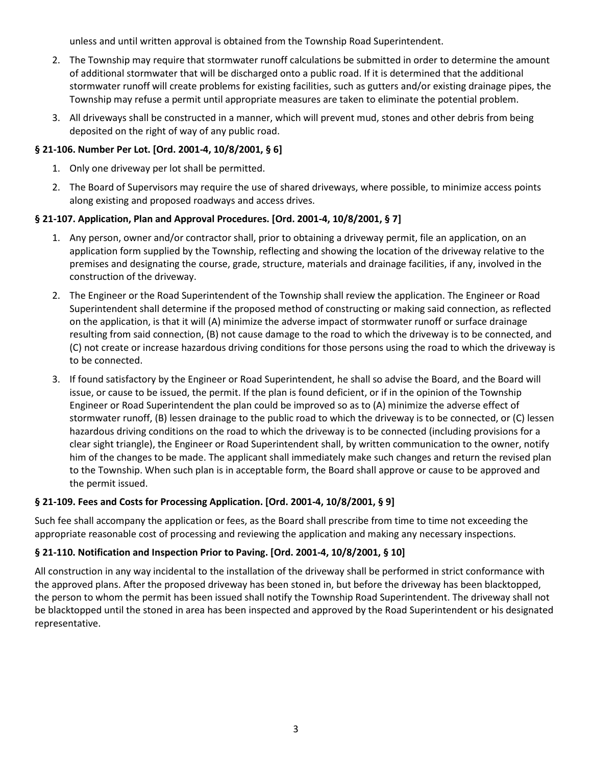unless and until written approval is obtained from the Township Road Superintendent.

2. The Township may require that stormwater runoff calculations be submitted in order to determine the amount of additional stormwater that will be discharged onto a public road. If it is determined that the additional stormwater runoff will create problems for existing facilities, such as gutters and/or existing drainage pipes, the Township may refuse a permit until appropriate measures are taken to eliminate the potential problem.

3. All driveways shall be constructed in a manner, which will prevent mud, stones and other debris from being deposited on the right of way of any public road.

### § 21-106. Number Per Lot. [Ord. 2001-4, 10/8/2001, § 6]

1. Only one driveway per lot shall be permitted.

2. The Board of Supervisors may require the use of shared driveways, where possible, to minimize access points along existing and proposed roadways and access drives.

### § 21-107. Application, Plan and Approval Procedures. [Ord. 2001-4, 10/8/2001, § 7]

1. Any person, owner and/or contractor shall, prior to obtaining a driveway permit, file an application, on an application form supplied by the Township, reflecting and showing the location of the driveway relative to the premises and designating the course, grade, structure, materials and drainage facilities, if any, involved in the construction of the driveway.

2. The Engineer or the Road Superintendent of the Township shall review the application. The Engineer or Road Superintendent shall determine if the proposed method of constructing or making said connection, as reflected on the application, is that it will (A) minimize the adverse impact of stormwater runoff or surface drainage resulting from said connection, (B) not cause damage to the road to which the driveway is to be connected, and (C) not create or increase hazardous driving conditions for those persons using the road to which the driveway is to be connected.

3. If found satisfactory by the Engineer or Road Superintendent, he shall so advise the Board, and the Board will issue, or cause to be issued, the permit. If the plan is found deficient, or if in the opinion of the Township Engineer or Road Superintendent the plan could be improved so as to (A) minimize the adverse effect of stormwater runoff, (B) lessen drainage to the public road to which the driveway is to be connected, or (C) lessen hazardous driving conditions on the road to which the driveway is to be connected (including provisions for a clear sight triangle), the Engineer or Road Superintendent shall, by written communication to the owner, notify him of the changes to be made. The applicant shall immediately make such changes and return the revised plan to the Township. When such plan is in acceptable form, the Board shall approve or cause to be approved and the permit issued.

### § 21-109. Fees and Costs for Processing Application. [Ord. 2001-4, 10/8/2001, § 9]

Such fee shall accompany the application or fees, as the Board shall prescribe from time to time not exceeding the appropriate reasonable cost of processing and reviewing the application and making any necessary inspections.

### § 21-110. Notification and Inspection Prior to Paving. [Ord. 2001-4, 10/8/2001, § 10]

All construction in any way incidental to the installation of the driveway shall be performed in strict conformance with the approved plans. After the proposed driveway has been stoned in, but before the driveway has been blacktopped, the person to whom the permit has been issued shall notify the Township Road Superintendent. The driveway shall not be blacktopped until the stoned in area has been inspected and approved by the Road Superintendent or his designated representative.